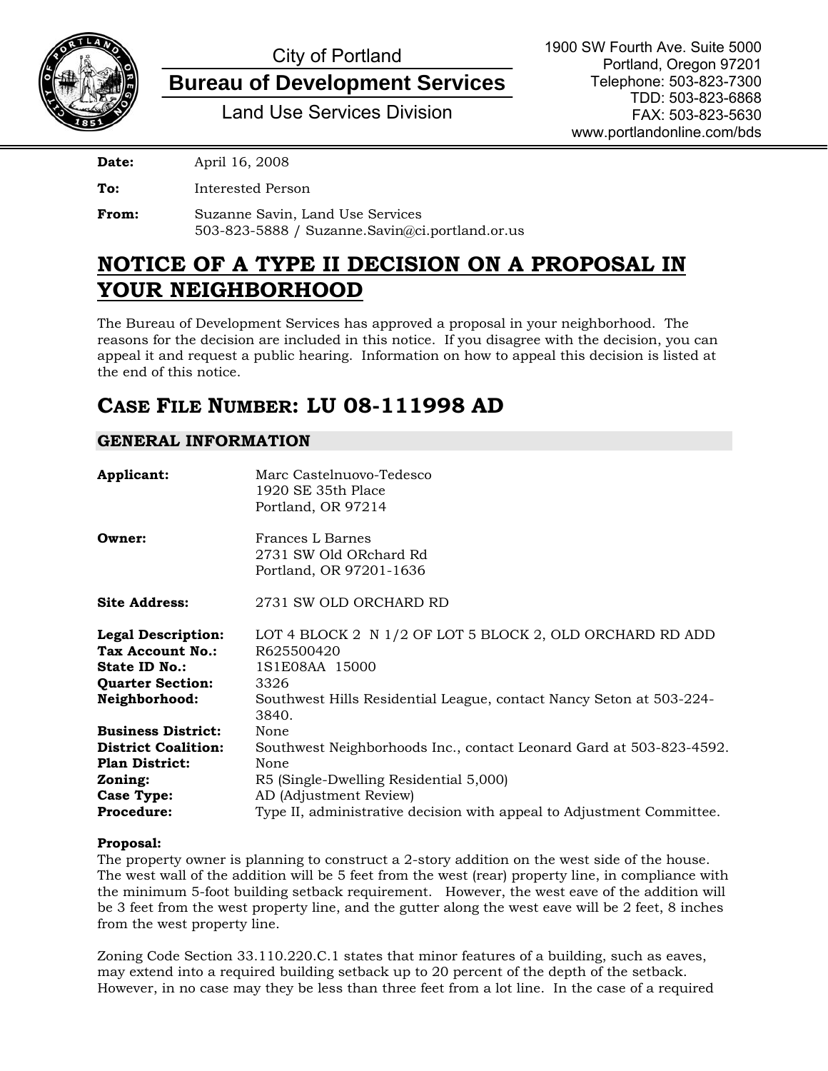City of Portland

**Bureau of Development Services**

Land Use Services Division

1900 SW Fourth Ave. Suite 5000
Portland, Oregon 97201
Telephone: 503-823-7300
TDD: 503-823-6868
FAX: 503-823-5630
www.portlandonline.com/bds

**Date:** April 16, 2008

**To:** Interested Person

**From:** Suzanne Savin, Land Use Services
503-823-5888 / Suzanne.Savin@ci.portland.or.us

# NOTICE OF A TYPE II DECISION ON A PROPOSAL IN YOUR NEIGHBORHOOD

The Bureau of Development Services has approved a proposal in your neighborhood. The reasons for the decision are included in this notice. If you disagree with the decision, you can appeal it and request a public hearing. Information on how to appeal this decision is listed at the end of this notice.

## CASE FILE NUMBER: LU 08-111998 AD

### GENERAL INFORMATION

**Applicant:** Marc Castelnuovo-Tedesco
1920 SE 35th Place
Portland, OR 97214

**Owner:** Frances L Barnes
2731 SW Old ORchard Rd
Portland, OR 97201-1636

**Site Address:** 2731 SW OLD ORCHARD RD

**Legal Description:** LOT 4 BLOCK 2 N 1/2 OF LOT 5 BLOCK 2, OLD ORCHARD RD ADD
**Tax Account No.:** R625500420
**State ID No.:** 1S1E08AA 15000
**Quarter Section:** 3326
**Neighborhood:** Southwest Hills Residential League, contact Nancy Seton at 503-224-3840.
**Business District:** None
**District Coalition:** Southwest Neighborhoods Inc., contact Leonard Gard at 503-823-4592.
**Plan District:** None
**Zoning:** R5 (Single-Dwelling Residential 5,000)
**Case Type:** AD (Adjustment Review)
**Procedure:** Type II, administrative decision with appeal to Adjustment Committee.

**Proposal:**
The property owner is planning to construct a 2-story addition on the west side of the house. The west wall of the addition will be 5 feet from the west (rear) property line, in compliance with the minimum 5-foot building setback requirement. However, the west eave of the addition will be 3 feet from the west property line, and the gutter along the west eave will be 2 feet, 8 inches from the west property line.

Zoning Code Section 33.110.220.C.1 states that minor features of a building, such as eaves, may extend into a required building setback up to 20 percent of the depth of the setback. However, in no case may they be less than three feet from a lot line. In the case of a required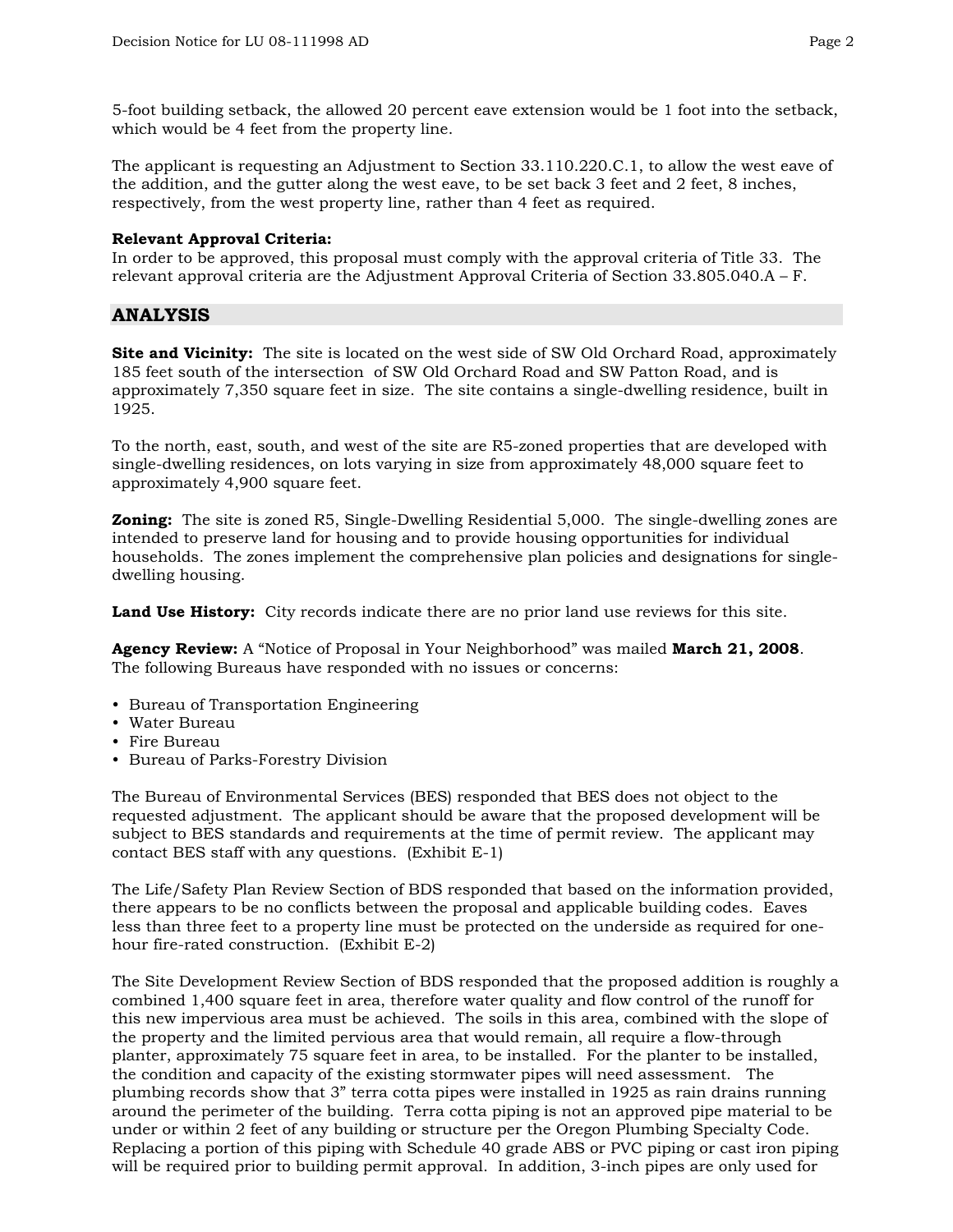5-foot building setback, the allowed 20 percent eave extension would be 1 foot into the setback, which would be 4 feet from the property line.

The applicant is requesting an Adjustment to Section 33.110.220.C.1, to allow the west eave of the addition, and the gutter along the west eave, to be set back 3 feet and 2 feet, 8 inches, respectively, from the west property line, rather than 4 feet as required.

**Relevant Approval Criteria:**
In order to be approved, this proposal must comply with the approval criteria of Title 33. The relevant approval criteria are the Adjustment Approval Criteria of Section 33.805.040.A – F.

## ANALYSIS

**Site and Vicinity:** The site is located on the west side of SW Old Orchard Road, approximately 185 feet south of the intersection of SW Old Orchard Road and SW Patton Road, and is approximately 7,350 square feet in size. The site contains a single-dwelling residence, built in 1925.

To the north, east, south, and west of the site are R5-zoned properties that are developed with single-dwelling residences, on lots varying in size from approximately 48,000 square feet to approximately 4,900 square feet.

**Zoning:** The site is zoned R5, Single-Dwelling Residential 5,000. The single-dwelling zones are intended to preserve land for housing and to provide housing opportunities for individual households. The zones implement the comprehensive plan policies and designations for single-dwelling housing.

**Land Use History:** City records indicate there are no prior land use reviews for this site.

**Agency Review:** A "Notice of Proposal in Your Neighborhood" was mailed **March 21, 2008**. The following Bureaus have responded with no issues or concerns:

- Bureau of Transportation Engineering
- Water Bureau
- Fire Bureau
- Bureau of Parks-Forestry Division

The Bureau of Environmental Services (BES) responded that BES does not object to the requested adjustment. The applicant should be aware that the proposed development will be subject to BES standards and requirements at the time of permit review. The applicant may contact BES staff with any questions. (Exhibit E-1)

The Life/Safety Plan Review Section of BDS responded that based on the information provided, there appears to be no conflicts between the proposal and applicable building codes. Eaves less than three feet to a property line must be protected on the underside as required for one-hour fire-rated construction. (Exhibit E-2)

The Site Development Review Section of BDS responded that the proposed addition is roughly a combined 1,400 square feet in area, therefore water quality and flow control of the runoff for this new impervious area must be achieved. The soils in this area, combined with the slope of the property and the limited pervious area that would remain, all require a flow-through planter, approximately 75 square feet in area, to be installed. For the planter to be installed, the condition and capacity of the existing stormwater pipes will need assessment. The plumbing records show that 3" terra cotta pipes were installed in 1925 as rain drains running around the perimeter of the building. Terra cotta piping is not an approved pipe material to be under or within 2 feet of any building or structure per the Oregon Plumbing Specialty Code. Replacing a portion of this piping with Schedule 40 grade ABS or PVC piping or cast iron piping will be required prior to building permit approval. In addition, 3-inch pipes are only used for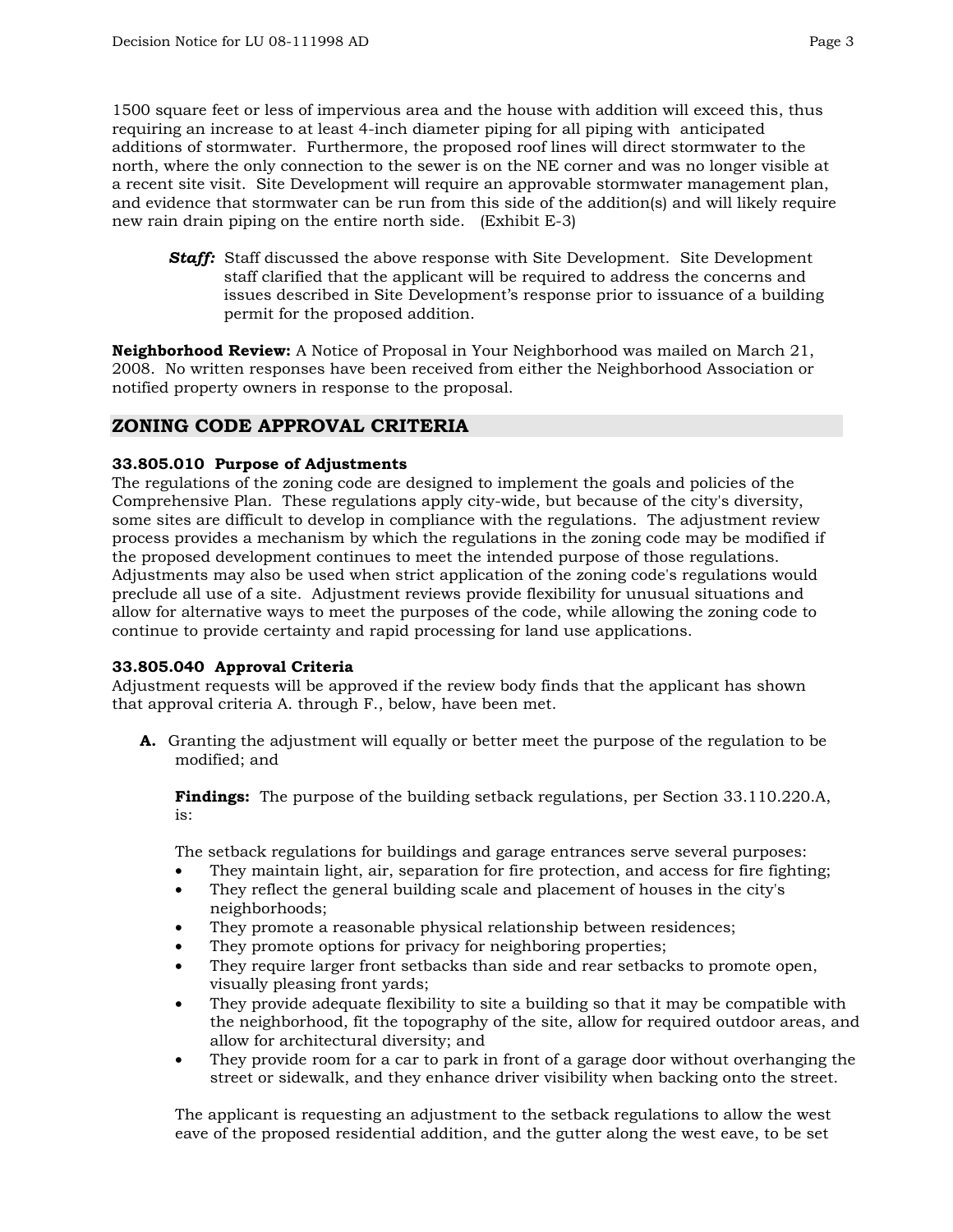1500 square feet or less of impervious area and the house with addition will exceed this, thus requiring an increase to at least 4-inch diameter piping for all piping with anticipated additions of stormwater. Furthermore, the proposed roof lines will direct stormwater to the north, where the only connection to the sewer is on the NE corner and was no longer visible at a recent site visit. Site Development will require an approvable stormwater management plan, and evidence that stormwater can be run from this side of the addition(s) and will likely require new rain drain piping on the entire north side. (Exhibit E-3)

> ***Staff:*** Staff discussed the above response with Site Development. Site Development staff clarified that the applicant will be required to address the concerns and issues described in Site Development's response prior to issuance of a building permit for the proposed addition.

**Neighborhood Review:** A Notice of Proposal in Your Neighborhood was mailed on March 21, 2008. No written responses have been received from either the Neighborhood Association or notified property owners in response to the proposal.

## ZONING CODE APPROVAL CRITERIA

### 33.805.010 Purpose of Adjustments

The regulations of the zoning code are designed to implement the goals and policies of the Comprehensive Plan. These regulations apply city-wide, but because of the city's diversity, some sites are difficult to develop in compliance with the regulations. The adjustment review process provides a mechanism by which the regulations in the zoning code may be modified if the proposed development continues to meet the intended purpose of those regulations. Adjustments may also be used when strict application of the zoning code's regulations would preclude all use of a site. Adjustment reviews provide flexibility for unusual situations and allow for alternative ways to meet the purposes of the code, while allowing the zoning code to continue to provide certainty and rapid processing for land use applications.

### 33.805.040 Approval Criteria

Adjustment requests will be approved if the review body finds that the applicant has shown that approval criteria A. through F., below, have been met.

**A.** Granting the adjustment will equally or better meet the purpose of the regulation to be modified; and

**Findings:** The purpose of the building setback regulations, per Section 33.110.220.A, is:

The setback regulations for buildings and garage entrances serve several purposes:

- They maintain light, air, separation for fire protection, and access for fire fighting;
- They reflect the general building scale and placement of houses in the city's neighborhoods;
- They promote a reasonable physical relationship between residences;
- They promote options for privacy for neighboring properties;
- They require larger front setbacks than side and rear setbacks to promote open, visually pleasing front yards;
- They provide adequate flexibility to site a building so that it may be compatible with the neighborhood, fit the topography of the site, allow for required outdoor areas, and allow for architectural diversity; and
- They provide room for a car to park in front of a garage door without overhanging the street or sidewalk, and they enhance driver visibility when backing onto the street.

The applicant is requesting an adjustment to the setback regulations to allow the west eave of the proposed residential addition, and the gutter along the west eave, to be set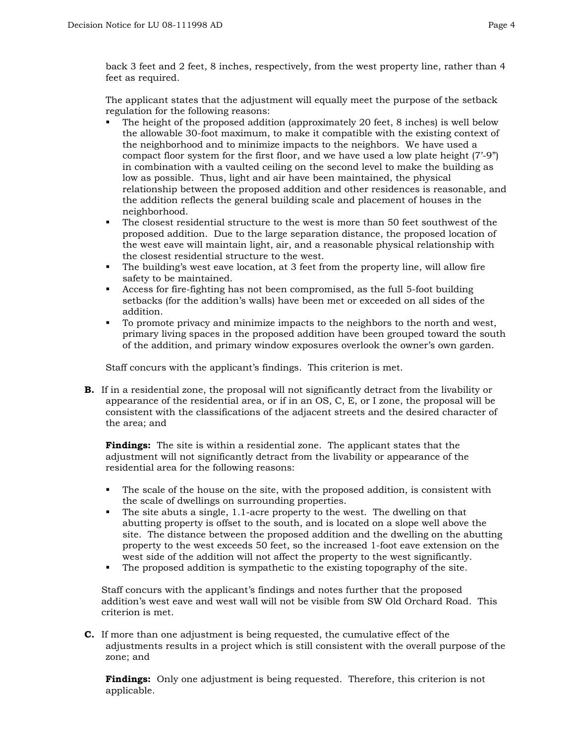back 3 feet and 2 feet, 8 inches, respectively, from the west property line, rather than 4 feet as required.

The applicant states that the adjustment will equally meet the purpose of the setback regulation for the following reasons:

- The height of the proposed addition (approximately 20 feet, 8 inches) is well below the allowable 30-foot maximum, to make it compatible with the existing context of the neighborhood and to minimize impacts to the neighbors. We have used a compact floor system for the first floor, and we have used a low plate height (7'-9") in combination with a vaulted ceiling on the second level to make the building as low as possible. Thus, light and air have been maintained, the physical relationship between the proposed addition and other residences is reasonable, and the addition reflects the general building scale and placement of houses in the neighborhood.
- The closest residential structure to the west is more than 50 feet southwest of the proposed addition. Due to the large separation distance, the proposed location of the west eave will maintain light, air, and a reasonable physical relationship with the closest residential structure to the west.
- The building's west eave location, at 3 feet from the property line, will allow fire safety to be maintained.
- Access for fire-fighting has not been compromised, as the full 5-foot building setbacks (for the addition's walls) have been met or exceeded on all sides of the addition.
- To promote privacy and minimize impacts to the neighbors to the north and west, primary living spaces in the proposed addition have been grouped toward the south of the addition, and primary window exposures overlook the owner's own garden.

Staff concurs with the applicant's findings. This criterion is met.

**B.** If in a residential zone, the proposal will not significantly detract from the livability or appearance of the residential area, or if in an OS, C, E, or I zone, the proposal will be consistent with the classifications of the adjacent streets and the desired character of the area; and

**Findings:** The site is within a residential zone. The applicant states that the adjustment will not significantly detract from the livability or appearance of the residential area for the following reasons:

- The scale of the house on the site, with the proposed addition, is consistent with the scale of dwellings on surrounding properties.
- The site abuts a single, 1.1-acre property to the west. The dwelling on that abutting property is offset to the south, and is located on a slope well above the site. The distance between the proposed addition and the dwelling on the abutting property to the west exceeds 50 feet, so the increased 1-foot eave extension on the west side of the addition will not affect the property to the west significantly.
- The proposed addition is sympathetic to the existing topography of the site.

Staff concurs with the applicant's findings and notes further that the proposed addition's west eave and west wall will not be visible from SW Old Orchard Road. This criterion is met.

**C.** If more than one adjustment is being requested, the cumulative effect of the adjustments results in a project which is still consistent with the overall purpose of the zone; and

**Findings:** Only one adjustment is being requested. Therefore, this criterion is not applicable.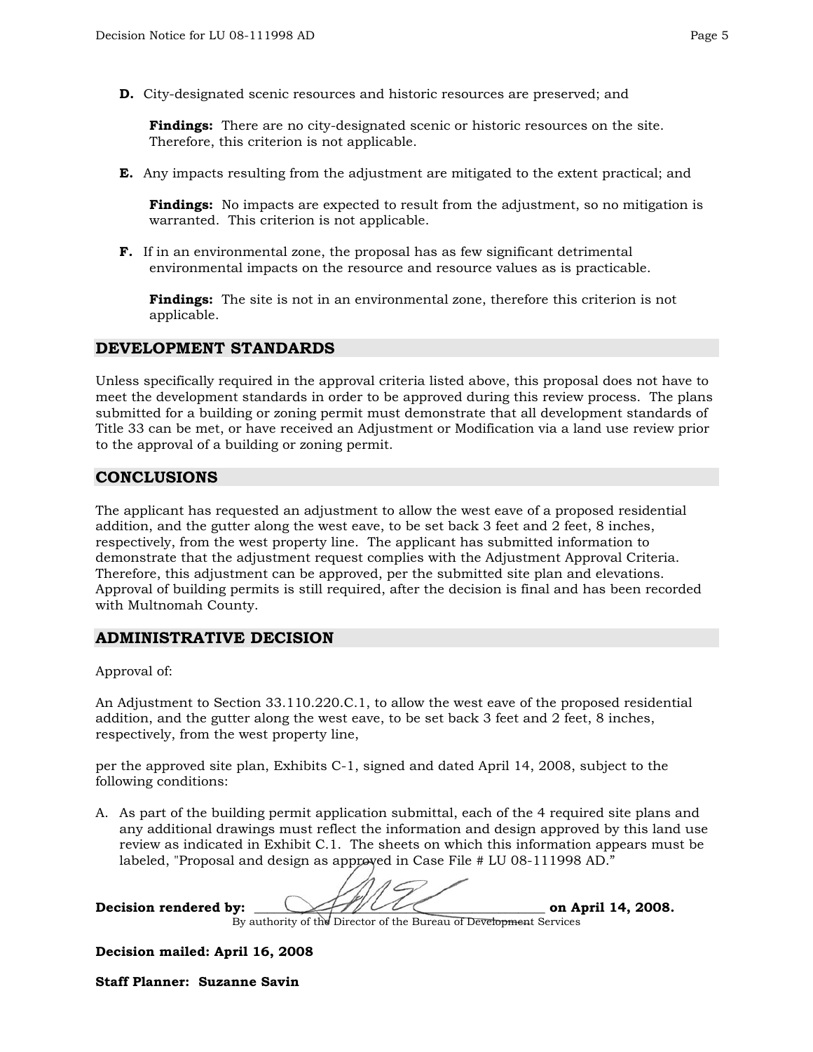**D.** City-designated scenic resources and historic resources are preserved; and

**Findings:** There are no city-designated scenic or historic resources on the site. Therefore, this criterion is not applicable.

**E.** Any impacts resulting from the adjustment are mitigated to the extent practical; and

**Findings:** No impacts are expected to result from the adjustment, so no mitigation is warranted. This criterion is not applicable.

**F.** If in an environmental zone, the proposal has as few significant detrimental environmental impacts on the resource and resource values as is practicable.

**Findings:** The site is not in an environmental zone, therefore this criterion is not applicable.

## DEVELOPMENT STANDARDS

Unless specifically required in the approval criteria listed above, this proposal does not have to meet the development standards in order to be approved during this review process. The plans submitted for a building or zoning permit must demonstrate that all development standards of Title 33 can be met, or have received an Adjustment or Modification via a land use review prior to the approval of a building or zoning permit.

## CONCLUSIONS

The applicant has requested an adjustment to allow the west eave of a proposed residential addition, and the gutter along the west eave, to be set back 3 feet and 2 feet, 8 inches, respectively, from the west property line. The applicant has submitted information to demonstrate that the adjustment request complies with the Adjustment Approval Criteria. Therefore, this adjustment can be approved, per the submitted site plan and elevations. Approval of building permits is still required, after the decision is final and has been recorded with Multnomah County.

## ADMINISTRATIVE DECISION

Approval of:

An Adjustment to Section 33.110.220.C.1, to allow the west eave of the proposed residential addition, and the gutter along the west eave, to be set back 3 feet and 2 feet, 8 inches, respectively, from the west property line,

per the approved site plan, Exhibits C-1, signed and dated April 14, 2008, subject to the following conditions:

A. As part of the building permit application submittal, each of the 4 required site plans and any additional drawings must reflect the information and design approved by this land use review as indicated in Exhibit C.1. The sheets on which this information appears must be labeled, "Proposal and design as approved in Case File # LU 08-111998 AD."

**Decision rendered by:** ____________________________________ **on April 14, 2008.**
By authority of the Director of the Bureau of Development Services

**Decision mailed: April 16, 2008**

**Staff Planner: Suzanne Savin**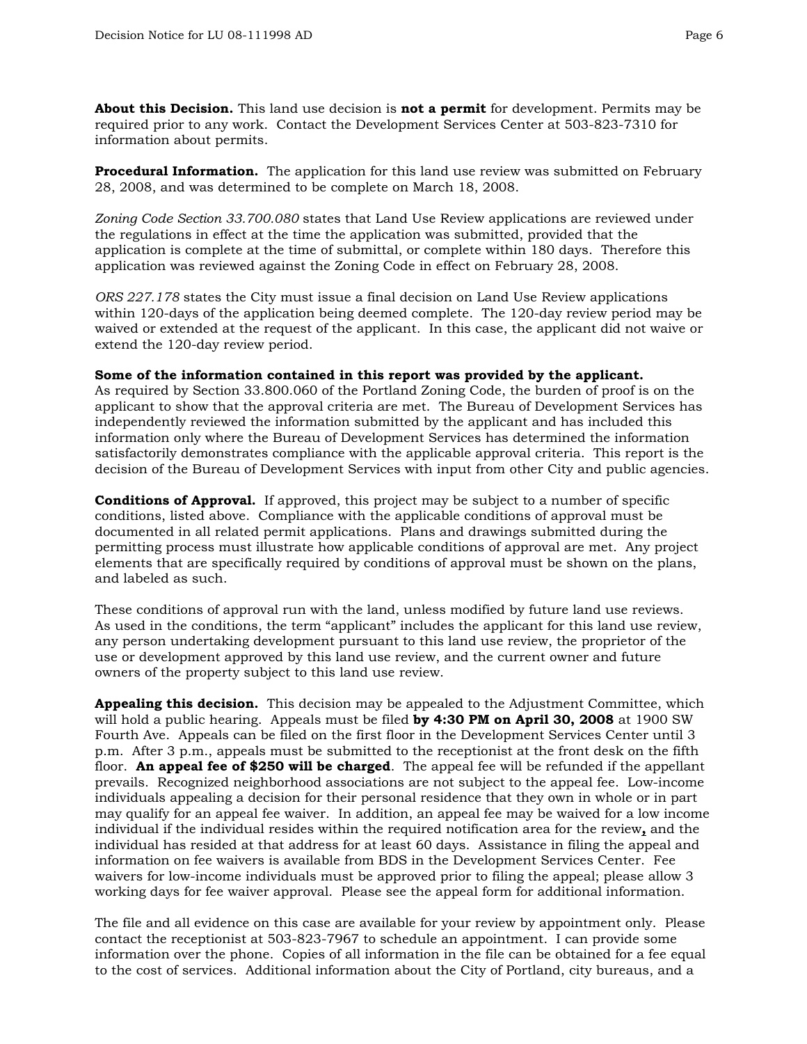**About this Decision.** This land use decision is **not a permit** for development. Permits may be required prior to any work. Contact the Development Services Center at 503-823-7310 for information about permits.

**Procedural Information.** The application for this land use review was submitted on February 28, 2008, and was determined to be complete on March 18, 2008.

*Zoning Code Section 33.700.080* states that Land Use Review applications are reviewed under the regulations in effect at the time the application was submitted, provided that the application is complete at the time of submittal, or complete within 180 days. Therefore this application was reviewed against the Zoning Code in effect on February 28, 2008.

*ORS 227.178* states the City must issue a final decision on Land Use Review applications within 120-days of the application being deemed complete. The 120-day review period may be waived or extended at the request of the applicant. In this case, the applicant did not waive or extend the 120-day review period.

**Some of the information contained in this report was provided by the applicant.**
As required by Section 33.800.060 of the Portland Zoning Code, the burden of proof is on the applicant to show that the approval criteria are met. The Bureau of Development Services has independently reviewed the information submitted by the applicant and has included this information only where the Bureau of Development Services has determined the information satisfactorily demonstrates compliance with the applicable approval criteria. This report is the decision of the Bureau of Development Services with input from other City and public agencies.

**Conditions of Approval.** If approved, this project may be subject to a number of specific conditions, listed above. Compliance with the applicable conditions of approval must be documented in all related permit applications. Plans and drawings submitted during the permitting process must illustrate how applicable conditions of approval are met. Any project elements that are specifically required by conditions of approval must be shown on the plans, and labeled as such.

These conditions of approval run with the land, unless modified by future land use reviews. As used in the conditions, the term "applicant" includes the applicant for this land use review, any person undertaking development pursuant to this land use review, the proprietor of the use or development approved by this land use review, and the current owner and future owners of the property subject to this land use review.

**Appealing this decision.** This decision may be appealed to the Adjustment Committee, which will hold a public hearing. Appeals must be filed **by 4:30 PM on April 30, 2008** at 1900 SW Fourth Ave. Appeals can be filed on the first floor in the Development Services Center until 3 p.m. After 3 p.m., appeals must be submitted to the receptionist at the front desk on the fifth floor. **An appeal fee of $250 will be charged**. The appeal fee will be refunded if the appellant prevails. Recognized neighborhood associations are not subject to the appeal fee. Low-income individuals appealing a decision for their personal residence that they own in whole or in part may qualify for an appeal fee waiver. In addition, an appeal fee may be waived for a low income individual if the individual resides within the required notification area for the review**,** and the individual has resided at that address for at least 60 days. Assistance in filing the appeal and information on fee waivers is available from BDS in the Development Services Center. Fee waivers for low-income individuals must be approved prior to filing the appeal; please allow 3 working days for fee waiver approval. Please see the appeal form for additional information.

The file and all evidence on this case are available for your review by appointment only. Please contact the receptionist at 503-823-7967 to schedule an appointment. I can provide some information over the phone. Copies of all information in the file can be obtained for a fee equal to the cost of services. Additional information about the City of Portland, city bureaus, and a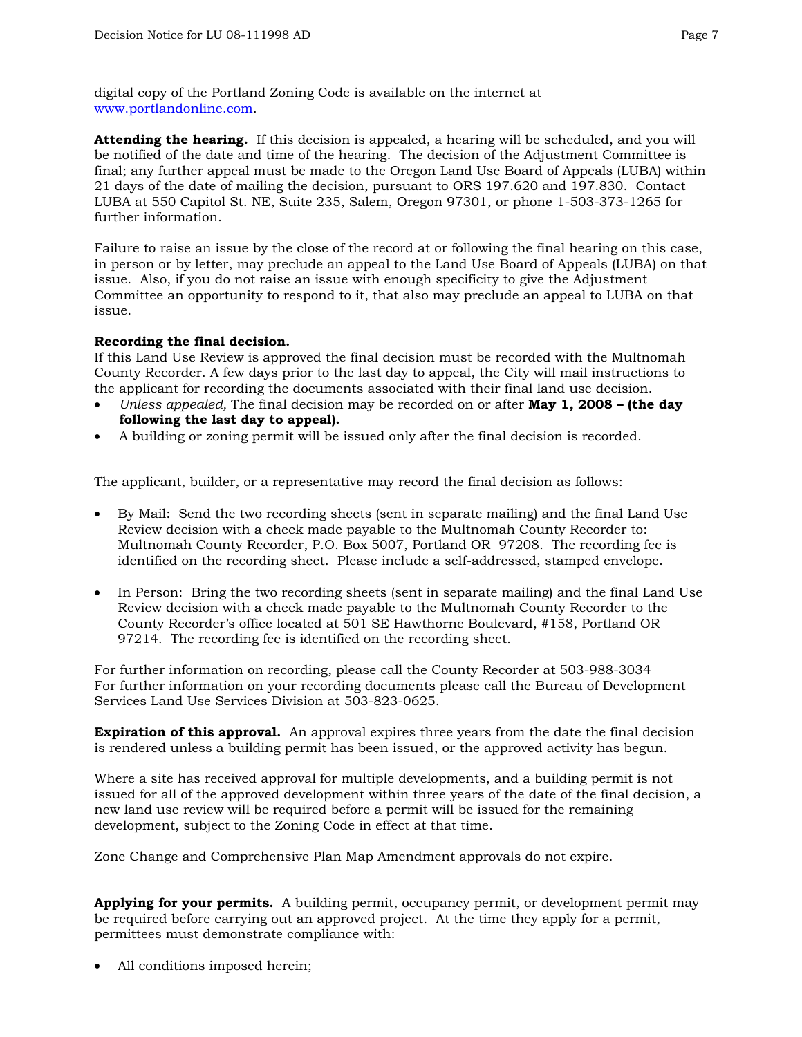digital copy of the Portland Zoning Code is available on the internet at www.portlandonline.com.

**Attending the hearing.** If this decision is appealed, a hearing will be scheduled, and you will be notified of the date and time of the hearing. The decision of the Adjustment Committee is final; any further appeal must be made to the Oregon Land Use Board of Appeals (LUBA) within 21 days of the date of mailing the decision, pursuant to ORS 197.620 and 197.830. Contact LUBA at 550 Capitol St. NE, Suite 235, Salem, Oregon 97301, or phone 1-503-373-1265 for further information.

Failure to raise an issue by the close of the record at or following the final hearing on this case, in person or by letter, may preclude an appeal to the Land Use Board of Appeals (LUBA) on that issue. Also, if you do not raise an issue with enough specificity to give the Adjustment Committee an opportunity to respond to it, that also may preclude an appeal to LUBA on that issue.

**Recording the final decision.**
If this Land Use Review is approved the final decision must be recorded with the Multnomah County Recorder. A few days prior to the last day to appeal, the City will mail instructions to the applicant for recording the documents associated with their final land use decision.

- *Unless appealed,* The final decision may be recorded on or after **May 1, 2008 – (the day following the last day to appeal).**
- A building or zoning permit will be issued only after the final decision is recorded.

The applicant, builder, or a representative may record the final decision as follows:

- By Mail: Send the two recording sheets (sent in separate mailing) and the final Land Use Review decision with a check made payable to the Multnomah County Recorder to: Multnomah County Recorder, P.O. Box 5007, Portland OR 97208. The recording fee is identified on the recording sheet. Please include a self-addressed, stamped envelope.

- In Person: Bring the two recording sheets (sent in separate mailing) and the final Land Use Review decision with a check made payable to the Multnomah County Recorder to the County Recorder's office located at 501 SE Hawthorne Boulevard, #158, Portland OR 97214. The recording fee is identified on the recording sheet.

For further information on recording, please call the County Recorder at 503-988-3034
For further information on your recording documents please call the Bureau of Development Services Land Use Services Division at 503-823-0625.

**Expiration of this approval.** An approval expires three years from the date the final decision is rendered unless a building permit has been issued, or the approved activity has begun.

Where a site has received approval for multiple developments, and a building permit is not issued for all of the approved development within three years of the date of the final decision, a new land use review will be required before a permit will be issued for the remaining development, subject to the Zoning Code in effect at that time.

Zone Change and Comprehensive Plan Map Amendment approvals do not expire.

**Applying for your permits.** A building permit, occupancy permit, or development permit may be required before carrying out an approved project. At the time they apply for a permit, permittees must demonstrate compliance with:

- All conditions imposed herein;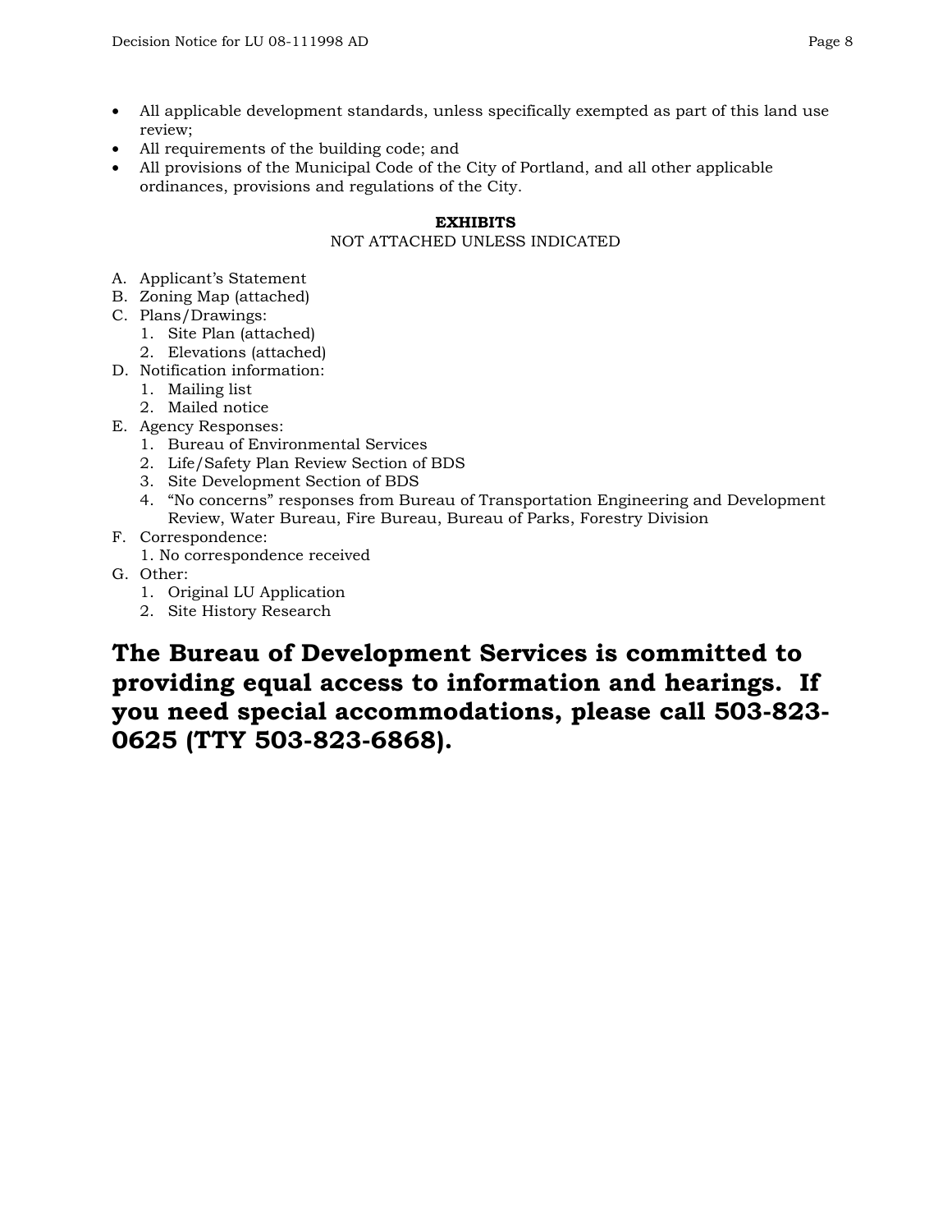- All applicable development standards, unless specifically exempted as part of this land use review;
- All requirements of the building code; and
- All provisions of the Municipal Code of the City of Portland, and all other applicable ordinances, provisions and regulations of the City.

**EXHIBITS**

NOT ATTACHED UNLESS INDICATED

A. Applicant's Statement
B. Zoning Map (attached)
C. Plans/Drawings:
   1. Site Plan (attached)
   2. Elevations (attached)
D. Notification information:
   1. Mailing list
   2. Mailed notice
E. Agency Responses:
   1. Bureau of Environmental Services
   2. Life/Safety Plan Review Section of BDS
   3. Site Development Section of BDS
   4. "No concerns" responses from Bureau of Transportation Engineering and Development Review, Water Bureau, Fire Bureau, Bureau of Parks, Forestry Division
F. Correspondence:
   1. No correspondence received
G. Other:
   1. Original LU Application
   2. Site History Research

**The Bureau of Development Services is committed to providing equal access to information and hearings. If you need special accommodations, please call 503-823-0625 (TTY 503-823-6868).**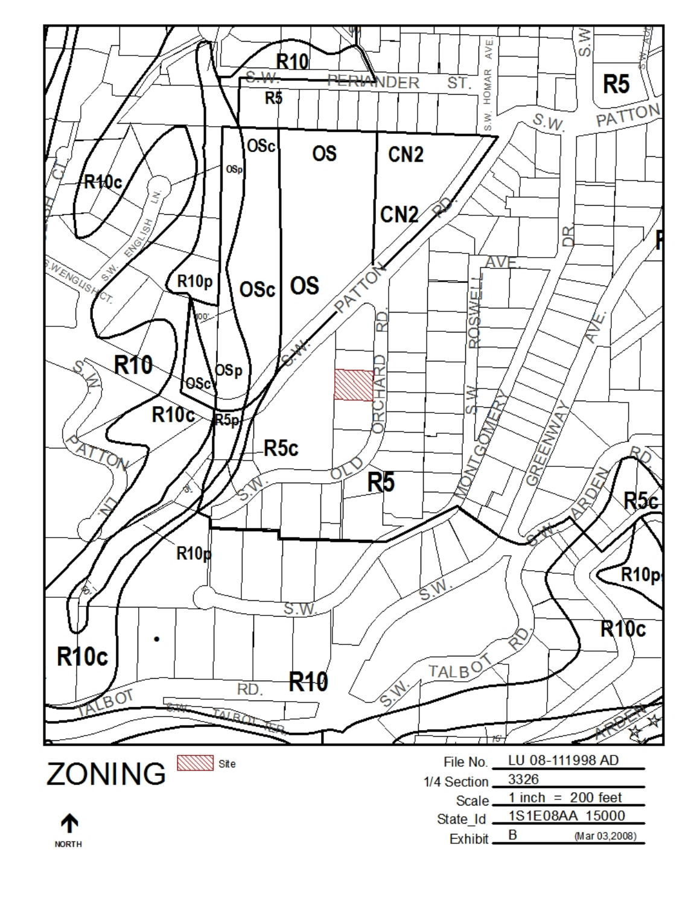# ZONING

Site

North

| | |
|---|---|
| File No. | LU 08-111998 AD |
| 1/4 Section | 3326 |
| Scale | 1 inch = 200 feet |
| State_Id | 1S1E08AA 15000 |
| Exhibit | B (Mar 03,2008) |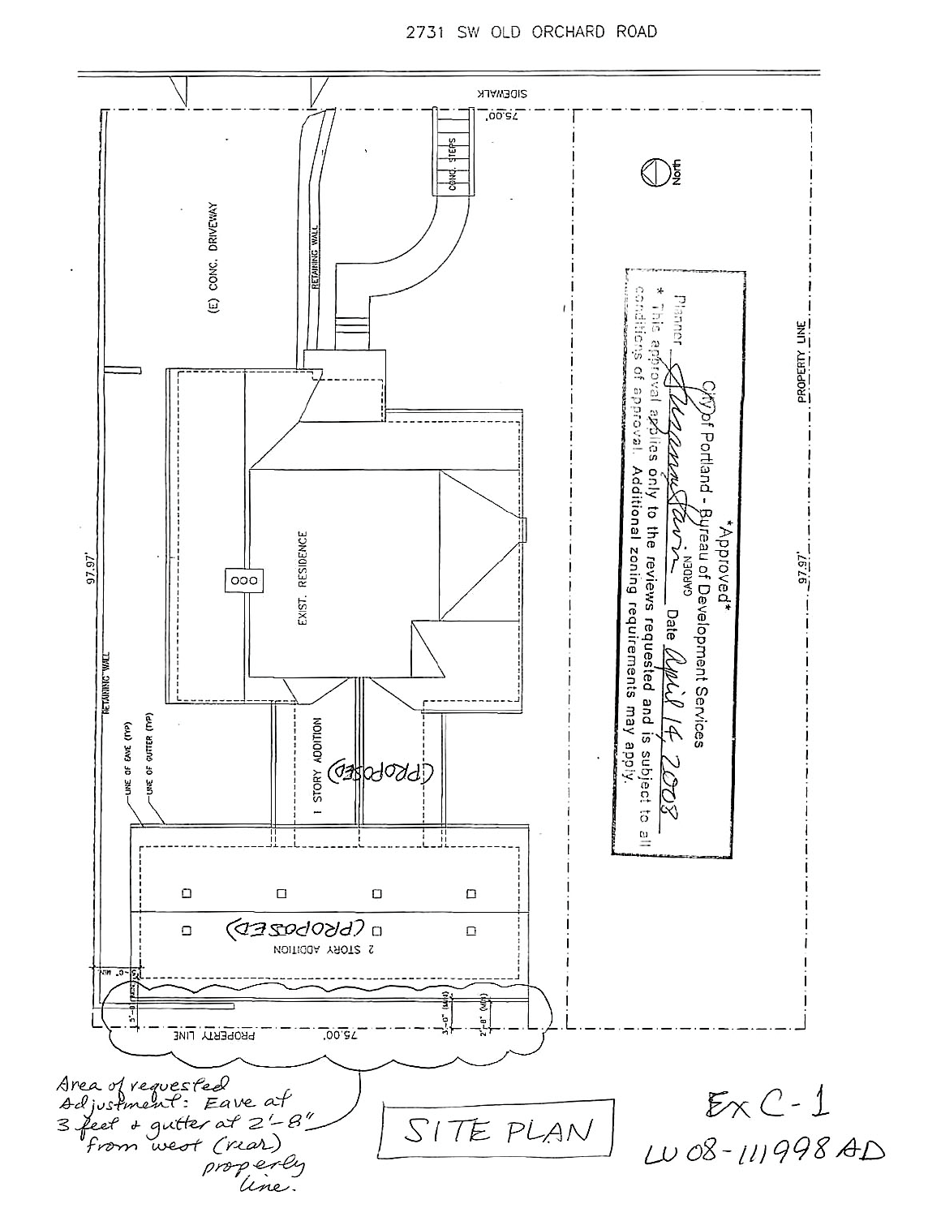2731 SW OLD ORCHARD ROAD

SIDEWALK

75.00'

CONC. STEPS

North

(E) CONC. DRIVEWAY

RETAINING WALL

PROPERTY LINE

*Approved*
City of Portland - Bureau of Development Services
Planner Susan Garden Date April 14, 2008
* This approval applies only to the reviews requested and is subject to all conditions of approval. Additional zoning requirements may apply.

EXIST. RESIDENCE

97.97'

97.97'

RETAINING WALL

LINE OF EAVE (TYP)

LINE OF GUTTER (TYP)

1 STORY ADDITION (PROPOSED)

2 STORY ADDITION (PROPOSED)

5'-0" MIN.

3'-0" (MIN)

2'-8" (MIN)

PROPERTY LINE

75.00'

Area of requested Adjustment: Eave at 3 feet & gutter at 2'-8" from west (rear) property line.

SITE PLAN

Ex C-1

LU 08-111998 AD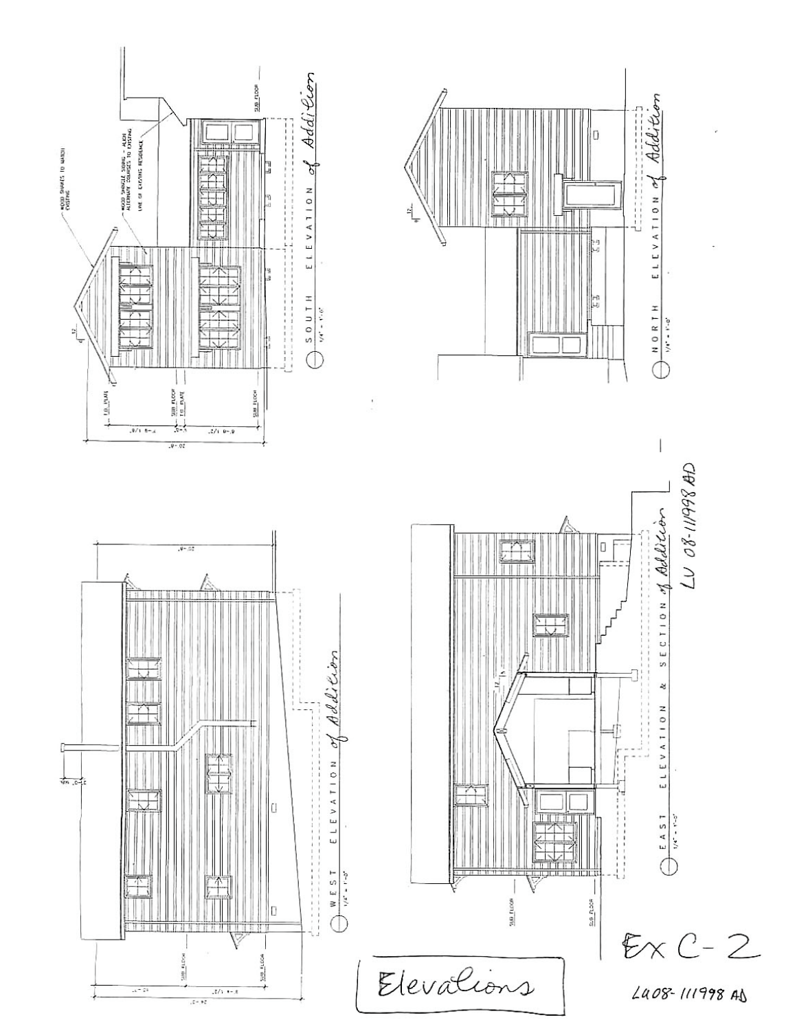SOUTH ELEVATION of Addition

1/4" = 1'-0"

WOOD SHAKES TO MATCH EXISTING

WOOD SHINGLE SIDING - ALIGN ALTERNATE COURSES TO EXISTING

LINE OF EXISTING RESIDENCE

SUB FLOOR

T.O. PLATE

SUB FLOOR TO PLATE

SUB FLOOR

20'-8"

NORTH ELEVATION of Addition

1/4" = 1'-0"

WEST ELEVATION of Addition

1/4" = 1'-0"

SUB FLOOR

SUB FLOOR

EAST ELEVATION & SECTION of Addition

1/4" = 1'-0"

LU 08-111998 AD

SUB FLOOR

SUB FLOOR

Elevations

Ex C-2

LU08-111998 AD